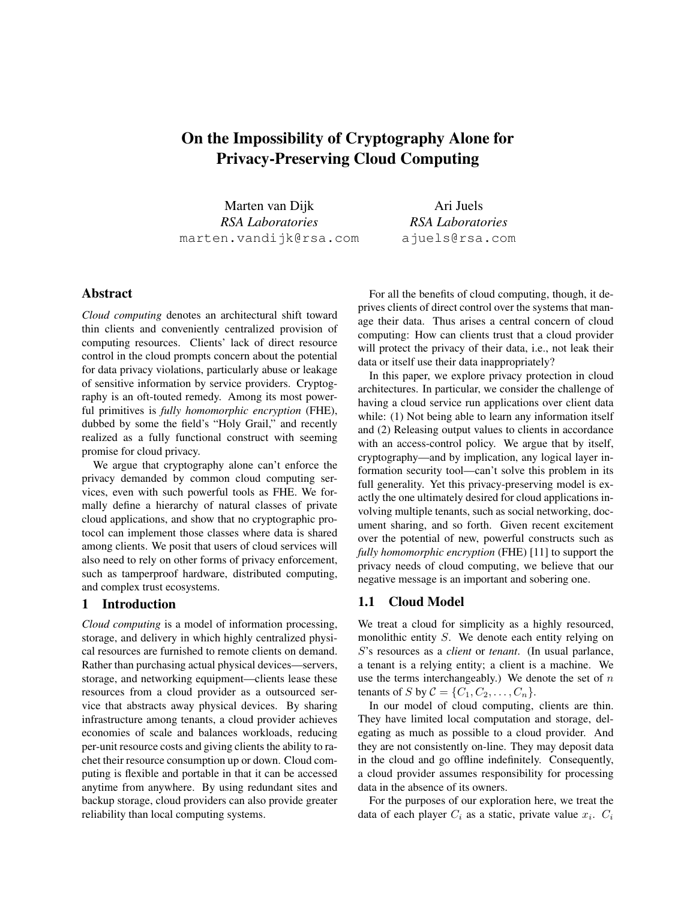# On the Impossibility of Cryptography Alone for Privacy-Preserving Cloud Computing

Marten van Dijk
*RSA Laboratories*
marten.vandijk@rsa.com

Ari Juels
*RSA Laboratories*
ajuels@rsa.com

## Abstract

*Cloud computing* denotes an architectural shift toward thin clients and conveniently centralized provision of computing resources. Clients' lack of direct resource control in the cloud prompts concern about the potential for data privacy violations, particularly abuse or leakage of sensitive information by service providers. Cryptography is an oft-touted remedy. Among its most powerful primitives is *fully homomorphic encryption* (FHE), dubbed by some the field's "Holy Grail," and recently realized as a fully functional construct with seeming promise for cloud privacy.

We argue that cryptography alone can't enforce the privacy demanded by common cloud computing services, even with such powerful tools as FHE. We formally define a hierarchy of natural classes of private cloud applications, and show that no cryptographic protocol can implement those classes where data is shared among clients. We posit that users of cloud services will also need to rely on other forms of privacy enforcement, such as tamperproof hardware, distributed computing, and complex trust ecosystems.

## 1 Introduction

*Cloud computing* is a model of information processing, storage, and delivery in which highly centralized physical resources are furnished to remote clients on demand. Rather than purchasing actual physical devices—servers, storage, and networking equipment—clients lease these resources from a cloud provider as a outsourced service that abstracts away physical devices. By sharing infrastructure among tenants, a cloud provider achieves economies of scale and balances workloads, reducing per-unit resource costs and giving clients the ability to rachet their resource consumption up or down. Cloud computing is flexible and portable in that it can be accessed anytime from anywhere. By using redundant sites and backup storage, cloud providers can also provide greater reliability than local computing systems.

For all the benefits of cloud computing, though, it deprives clients of direct control over the systems that manage their data. Thus arises a central concern of cloud computing: How can clients trust that a cloud provider will protect the privacy of their data, i.e., not leak their data or itself use their data inappropriately?

In this paper, we explore privacy protection in cloud architectures. In particular, we consider the challenge of having a cloud service run applications over client data while: (1) Not being able to learn any information itself and (2) Releasing output values to clients in accordance with an access-control policy. We argue that by itself, cryptography—and by implication, any logical layer information security tool—can't solve this problem in its full generality. Yet this privacy-preserving model is exactly the one ultimately desired for cloud applications involving multiple tenants, such as social networking, document sharing, and so forth. Given recent excitement over the potential of new, powerful constructs such as *fully homomorphic encryption* (FHE) [11] to support the privacy needs of cloud computing, we believe that our negative message is an important and sobering one.

### 1.1 Cloud Model

We treat a cloud for simplicity as a highly resourced, monolithic entity $S$. We denote each entity relying on $S$'s resources as a *client* or *tenant*. (In usual parlance, a tenant is a relying entity; a client is a machine. We use the terms interchangeably.) We denote the set of $n$ tenants of $S$ by $\mathcal{C} = \{C_1, C_2, \ldots, C_n\}$.

In our model of cloud computing, clients are thin. They have limited local computation and storage, delegating as much as possible to a cloud provider. And they are not consistently on-line. They may deposit data in the cloud and go offline indefinitely. Consequently, a cloud provider assumes responsibility for processing data in the absence of its owners.

For the purposes of our exploration here, we treat the data of each player $C_i$ as a static, private value $x_i$. $C_i$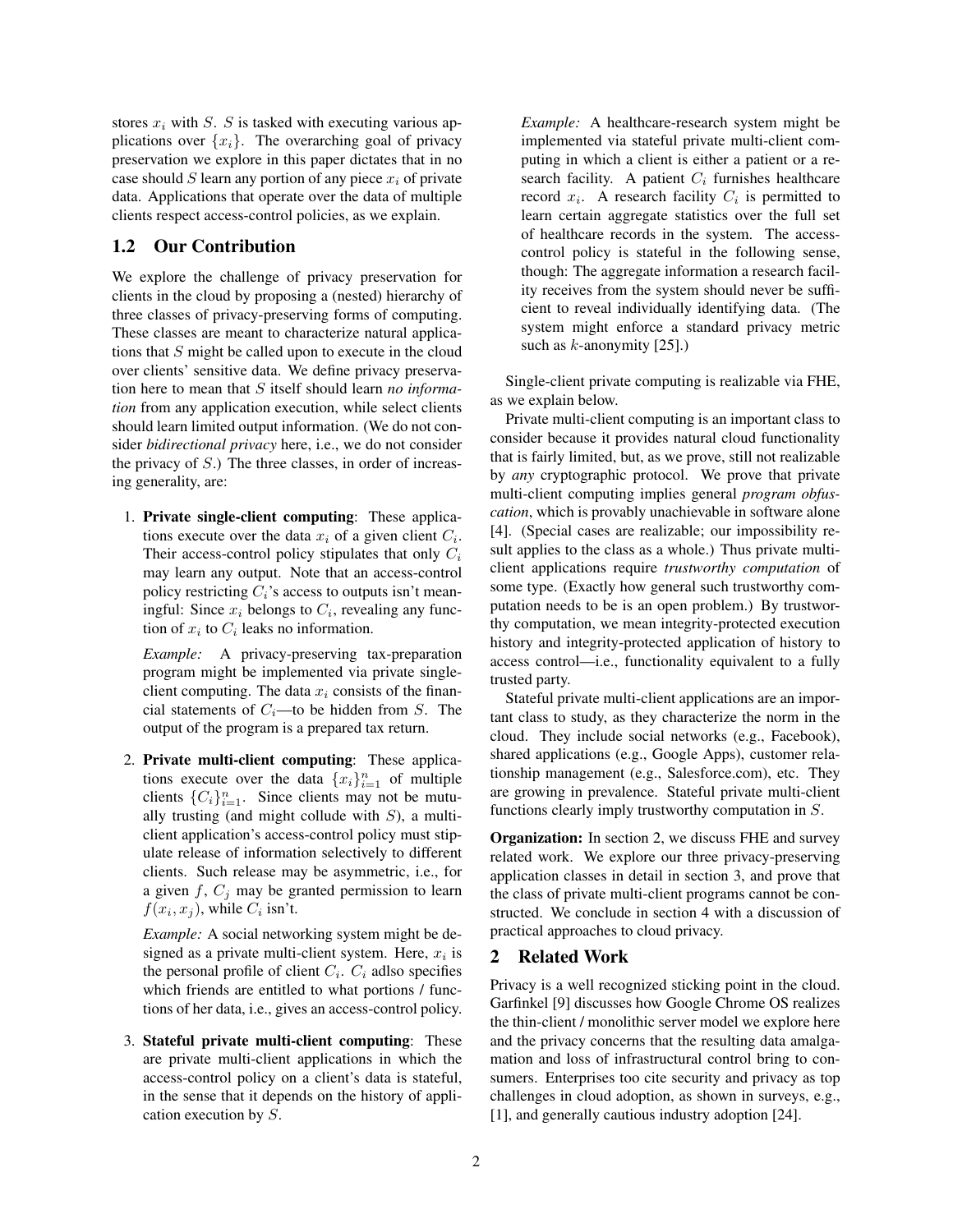stores $x_i$ with $S$. $S$ is tasked with executing various applications over $\{x_i\}$. The overarching goal of privacy preservation we explore in this paper dictates that in no case should $S$ learn any portion of any piece $x_i$ of private data. Applications that operate over the data of multiple clients respect access-control policies, as we explain.

## 1.2 Our Contribution

We explore the challenge of privacy preservation for clients in the cloud by proposing a (nested) hierarchy of three classes of privacy-preserving forms of computing. These classes are meant to characterize natural applications that $S$ might be called upon to execute in the cloud over clients' sensitive data. We define privacy preservation here to mean that $S$ itself should learn *no information* from any application execution, while select clients should learn limited output information. (We do not consider *bidirectional privacy* here, i.e., we do not consider the privacy of $S$.) The three classes, in order of increasing generality, are:

1. **Private single-client computing**: These applications execute over the data $x_i$ of a given client $C_i$. Their access-control policy stipulates that only $C_i$ may learn any output. Note that an access-control policy restricting $C_i$'s access to outputs isn't meaningful: Since $x_i$ belongs to $C_i$, revealing any function of $x_i$ to $C_i$ leaks no information.

   *Example:* A privacy-preserving tax-preparation program might be implemented via private single-client computing. The data $x_i$ consists of the financial statements of $C_i$—to be hidden from $S$. The output of the program is a prepared tax return.

2. **Private multi-client computing**: These applications execute over the data $\{x_i\}_{i=1}^n$ of multiple clients $\{C_i\}_{i=1}^n$. Since clients may not be mutually trusting (and might collude with $S$), a multi-client application's access-control policy must stipulate release of information selectively to different clients. Such release may be asymmetric, i.e., for a given $f$, $C_j$ may be granted permission to learn $f(x_i, x_j)$, while $C_i$ isn't.

   *Example:* A social networking system might be designed as a private multi-client system. Here, $x_i$ is the personal profile of client $C_i$. $C_i$ adlso specifies which friends are entitled to what portions / functions of her data, i.e., gives an access-control policy.

3. **Stateful private multi-client computing**: These are private multi-client applications in which the access-control policy on a client's data is stateful, in the sense that it depends on the history of application execution by $S$.

   *Example:* A healthcare-research system might be implemented via stateful private multi-client computing in which a client is either a patient or a research facility. A patient $C_i$ furnishes healthcare record $x_i$. A research facility $C_i$ is permitted to learn certain aggregate statistics over the full set of healthcare records in the system. The access-control policy is stateful in the following sense, though: The aggregate information a research facility receives from the system should never be sufficient to reveal individually identifying data. (The system might enforce a standard privacy metric such as $k$-anonymity [25].)

Single-client private computing is realizable via FHE, as we explain below.

Private multi-client computing is an important class to consider because it provides natural cloud functionality that is fairly limited, but, as we prove, still not realizable by *any* cryptographic protocol. We prove that private multi-client computing implies general *program obfuscation*, which is provably unachievable in software alone [4]. (Special cases are realizable; our impossibility result applies to the class as a whole.) Thus private multi-client applications require *trustworthy computation* of some type. (Exactly how general such trustworthy computation needs to be is an open problem.) By trustworthy computation, we mean integrity-protected execution history and integrity-protected application of history to access control—i.e., functionality equivalent to a fully trusted party.

Stateful private multi-client applications are an important class to study, as they characterize the norm in the cloud. They include social networks (e.g., Facebook), shared applications (e.g., Google Apps), customer relationship management (e.g., Salesforce.com), etc. They are growing in prevalence. Stateful private multi-client functions clearly imply trustworthy computation in $S$.

**Organization:** In section 2, we discuss FHE and survey related work. We explore our three privacy-preserving application classes in detail in section 3, and prove that the class of private multi-client programs cannot be constructed. We conclude in section 4 with a discussion of practical approaches to cloud privacy.

# 2 Related Work

Privacy is a well recognized sticking point in the cloud. Garfinkel [9] discusses how Google Chrome OS realizes the thin-client / monolithic server model we explore here and the privacy concerns that the resulting data amalgamation and loss of infrastructural control bring to consumers. Enterprises too cite security and privacy as top challenges in cloud adoption, as shown in surveys, e.g., [1], and generally cautious industry adoption [24].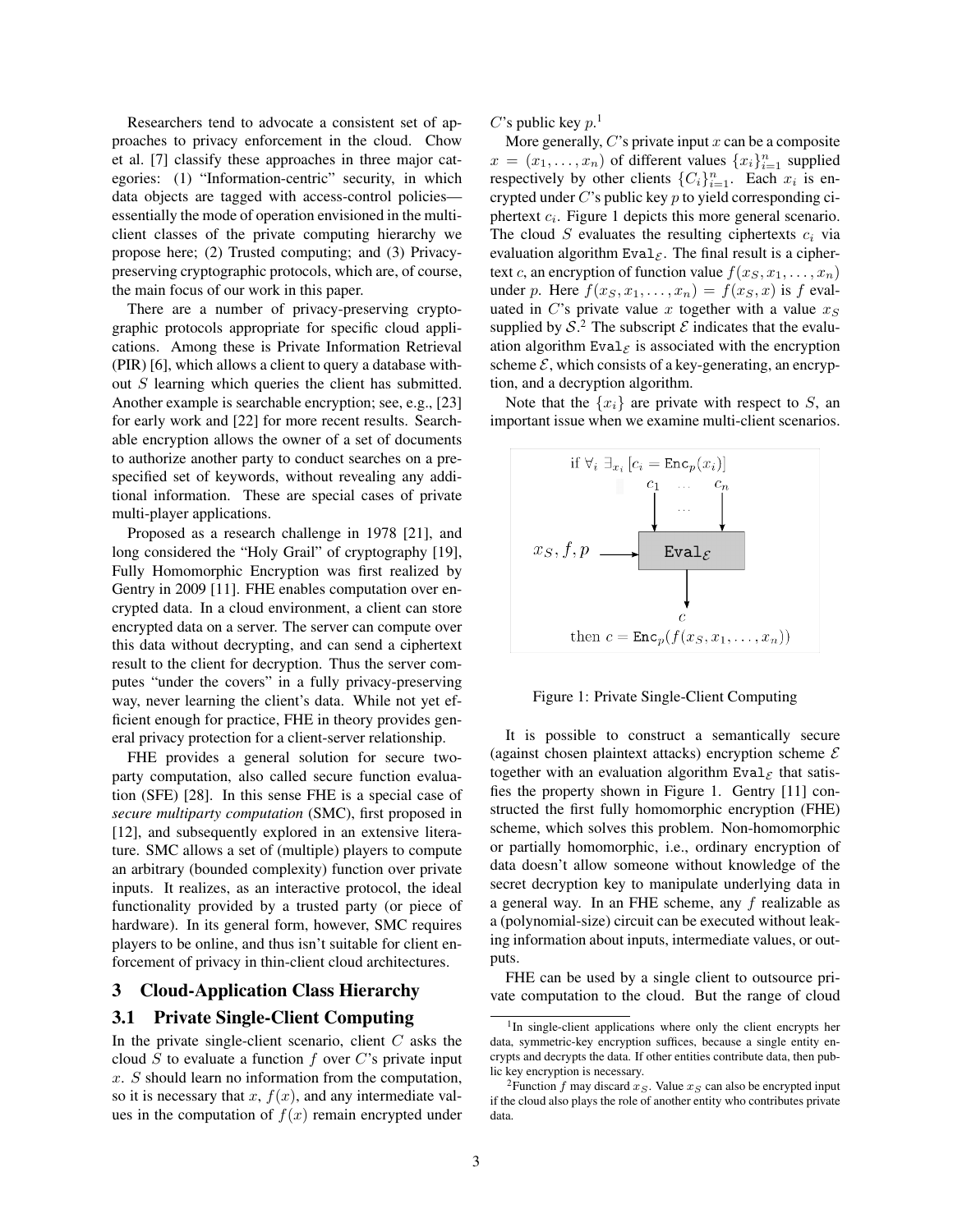Researchers tend to advocate a consistent set of approaches to privacy enforcement in the cloud. Chow et al. [7] classify these approaches in three major categories: (1) "Information-centric" security, in which data objects are tagged with access-control policies—essentially the mode of operation envisioned in the multi-client classes of the private computing hierarchy we propose here; (2) Trusted computing; and (3) Privacy-preserving cryptographic protocols, which are, of course, the main focus of our work in this paper.

There are a number of privacy-preserving cryptographic protocols appropriate for specific cloud applications. Among these is Private Information Retrieval (PIR) [6], which allows a client to query a database without $S$ learning which queries the client has submitted. Another example is searchable encryption; see, e.g., [23] for early work and [22] for more recent results. Searchable encryption allows the owner of a set of documents to authorize another party to conduct searches on a pre-specified set of keywords, without revealing any additional information. These are special cases of private multi-player applications.

Proposed as a research challenge in 1978 [21], and long considered the "Holy Grail" of cryptography [19], Fully Homomorphic Encryption was first realized by Gentry in 2009 [11]. FHE enables computation over encrypted data. In a cloud environment, a client can store encrypted data on a server. The server can compute over this data without decrypting, and can send a ciphertext result to the client for decryption. Thus the server computes "under the covers" in a fully privacy-preserving way, never learning the client's data. While not yet efficient enough for practice, FHE in theory provides general privacy protection for a client-server relationship.

FHE provides a general solution for secure two-party computation, also called secure function evaluation (SFE) [28]. In this sense FHE is a special case of *secure multiparty computation* (SMC), first proposed in [12], and subsequently explored in an extensive literature. SMC allows a set of (multiple) players to compute an arbitrary (bounded complexity) function over private inputs. It realizes, as an interactive protocol, the ideal functionality provided by a trusted party (or piece of hardware). In its general form, however, SMC requires players to be online, and thus isn't suitable for client enforcement of privacy in thin-client cloud architectures.

## 3 Cloud-Application Class Hierarchy

### 3.1 Private Single-Client Computing

In the private single-client scenario, client $C$ asks the cloud $S$ to evaluate a function $f$ over $C$'s private input $x$. $S$ should learn no information from the computation, so it is necessary that $x$, $f(x)$, and any intermediate values in the computation of $f(x)$ remain encrypted under $C$'s public key $p$.[1]

More generally, $C$'s private input $x$ can be a composite $x = (x_1, \ldots, x_n)$ of different values $\{x_i\}_{i=1}^n$ supplied respectively by other clients $\{C_i\}_{i=1}^n$. Each $x_i$ is encrypted under $C$'s public key $p$ to yield corresponding ciphertext $c_i$. Figure 1 depicts this more general scenario. The cloud $S$ evaluates the resulting ciphertexts $c_i$ via evaluation algorithm $\texttt{Eval}_\mathcal{E}$. The final result is a ciphertext $c$, an encryption of function value $f(x_S, x_1, \ldots, x_n)$ under $p$. Here $f(x_S, x_1, \ldots, x_n) = f(x_S, x)$ is $f$ evaluated in $C$'s private value $x$ together with a value $x_S$ supplied by $\mathcal{S}$.[2] The subscript $\mathcal{E}$ indicates that the evaluation algorithm $\texttt{Eval}_\mathcal{E}$ is associated with the encryption scheme $\mathcal{E}$, which consists of a key-generating, an encryption, and a decryption algorithm.

Note that the $\{x_i\}$ are private with respect to $S$, an important issue when we examine multi-client scenarios.

if $\forall_i \ \exists_{x_i} \ [c_i = \texttt{Enc}_p(x_i)]$

$c_1 \quad \ldots \quad c_n$

$x_S, f, p \longrightarrow \texttt{Eval}_\mathcal{E}$

$c$

then $c = \texttt{Enc}_p(f(x_S, x_1, \ldots, x_n))$

Figure 1: Private Single-Client Computing

It is possible to construct a semantically secure (against chosen plaintext attacks) encryption scheme $\mathcal{E}$ together with an evaluation algorithm $\texttt{Eval}_\mathcal{E}$ that satisfies the property shown in Figure 1. Gentry [11] constructed the first fully homomorphic encryption (FHE) scheme, which solves this problem. Non-homomorphic or partially homomorphic, i.e., ordinary encryption of data doesn't allow someone without knowledge of the secret decryption key to manipulate underlying data in a general way. In an FHE scheme, any $f$ realizable as a (polynomial-size) circuit can be executed without leaking information about inputs, intermediate values, or outputs.

FHE can be used by a single client to outsource private computation to the cloud. But the range of cloud

[1] In single-client applications where only the client encrypts her data, symmetric-key encryption suffices, because a single entity encrypts and decrypts the data. If other entities contribute data, then public key encryption is necessary.

[2] Function $f$ may discard $x_S$. Value $x_S$ can also be encrypted input if the cloud also plays the role of another entity who contributes private data.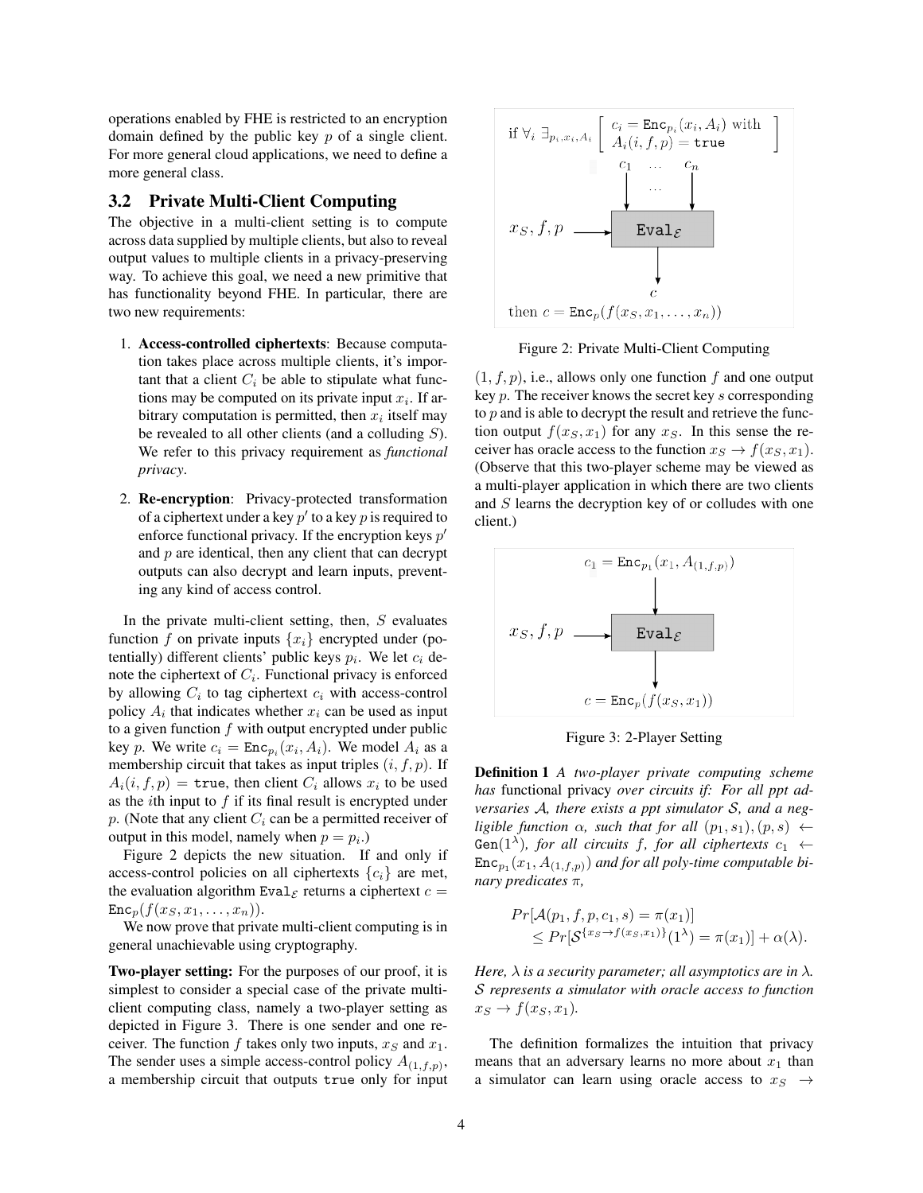operations enabled by FHE is restricted to an encryption domain defined by the public key $p$ of a single client. For more general cloud applications, we need to define a more general class.

### 3.2 Private Multi-Client Computing

The objective in a multi-client setting is to compute across data supplied by multiple clients, but also to reveal output values to multiple clients in a privacy-preserving way. To achieve this goal, we need a new primitive that has functionality beyond FHE. In particular, there are two new requirements:

1. **Access-controlled ciphertexts**: Because computation takes place across multiple clients, it's important that a client $C_i$ be able to stipulate what functions may be computed on its private input $x_i$. If arbitrary computation is permitted, then $x_i$ itself may be revealed to all other clients (and a colluding $S$). We refer to this privacy requirement as *functional privacy*.

2. **Re-encryption**: Privacy-protected transformation of a ciphertext under a key $p'$ to a key $p$ is required to enforce functional privacy. If the encryption keys $p'$ and $p$ are identical, then any client that can decrypt outputs can also decrypt and learn inputs, preventing any kind of access control.

In the private multi-client setting, then, $S$ evaluates function $f$ on private inputs $\{x_i\}$ encrypted under (potentially) different clients' public keys $p_i$. We let $c_i$ denote the ciphertext of $C_i$. Functional privacy is enforced by allowing $C_i$ to tag ciphertext $c_i$ with access-control policy $A_i$ that indicates whether $x_i$ can be used as input to a given function $f$ with output encrypted under public key $p$. We write $c_i = \texttt{Enc}_{p_i}(x_i, A_i)$. We model $A_i$ as a membership circuit that takes as input triples $(i, f, p)$. If $A_i(i, f, p) = \texttt{true}$, then client $C_i$ allows $x_i$ to be used as the $i$th input to $f$ if its final result is encrypted under $p$. (Note that any client $C_i$ can be a permitted receiver of output in this model, namely when $p = p_i$.)

Figure 2 depicts the new situation. If and only if access-control policies on all ciphertexts $\{c_i\}$ are met, the evaluation algorithm $\texttt{Eval}_{\mathcal{E}}$ returns a ciphertext $c = \texttt{Enc}_p(f(x_S, x_1, \ldots, x_n))$.

We now prove that private multi-client computing is in general unachievable using cryptography.

$$\text{if } \forall_i \; \exists_{p_i, x_i, A_i} \left[ \begin{array}{l} c_i = \texttt{Enc}_{p_i}(x_i, A_i) \text{ with} \\ A_i(i, f, p) = \texttt{true} \end{array} \right]$$

$$c_1 \ \ldots \ c_n \;\longrightarrow\; x_S, f, p \longrightarrow \boxed{\texttt{Eval}_{\mathcal{E}}} \longrightarrow c$$

$$\text{then } c = \texttt{Enc}_p(f(x_S, x_1, \ldots, x_n))$$

Figure 2: Private Multi-Client Computing

**Two-player setting:** For the purposes of our proof, it is simplest to consider a special case of the private multi-client computing class, namely a two-player setting as depicted in Figure 3. There is one sender and one receiver. The function $f$ takes only two inputs, $x_S$ and $x_1$. The sender uses a simple access-control policy $A_{(1,f,p)}$, a membership circuit that outputs `true` only for input $(1, f, p)$, i.e., allows only one function $f$ and one output key $p$. The receiver knows the secret key $s$ corresponding to $p$ and is able to decrypt the result and retrieve the function output $f(x_S, x_1)$ for any $x_S$. In this sense the receiver has oracle access to the function $x_S \rightarrow f(x_S, x_1)$. (Observe that this two-player scheme may be viewed as a multi-player application in which there are two clients and $S$ learns the decryption key of or colludes with one client.)

$$c_1 = \texttt{Enc}_{p_1}(x_1, A_{(1,f,p)}) \;\longrightarrow\; x_S, f, p \longrightarrow \boxed{\texttt{Eval}_{\mathcal{E}}} \longrightarrow c = \texttt{Enc}_p(f(x_S, x_1))$$

Figure 3: 2-Player Setting

**Definition 1** *A two-player private computing scheme has* functional privacy *over circuits if: For all ppt adversaries $\mathcal{A}$, there exists a ppt simulator $\mathcal{S}$, and a negligible function $\alpha$, such that for all $(p_1, s_1), (p, s) \leftarrow \texttt{Gen}(1^\lambda)$, for all circuits $f$, for all ciphertexts $c_1 \leftarrow \texttt{Enc}_{p_1}(x_1, A_{(1,f,p)})$ and for all poly-time computable binary predicates $\pi$,*

$$\begin{aligned} &Pr[\mathcal{A}(p_1, f, p, c_1, s) = \pi(x_1)] \\ &\quad \leq Pr[\mathcal{S}^{\{x_S \rightarrow f(x_S, x_1)\}}(1^\lambda) = \pi(x_1)] + \alpha(\lambda). \end{aligned}$$

*Here, $\lambda$ is a security parameter; all asymptotics are in $\lambda$. $\mathcal{S}$ represents a simulator with oracle access to function $x_S \rightarrow f(x_S, x_1)$.*

The definition formalizes the intuition that privacy means that an adversary learns no more about $x_1$ than a simulator can learn using oracle access to $x_S \rightarrow$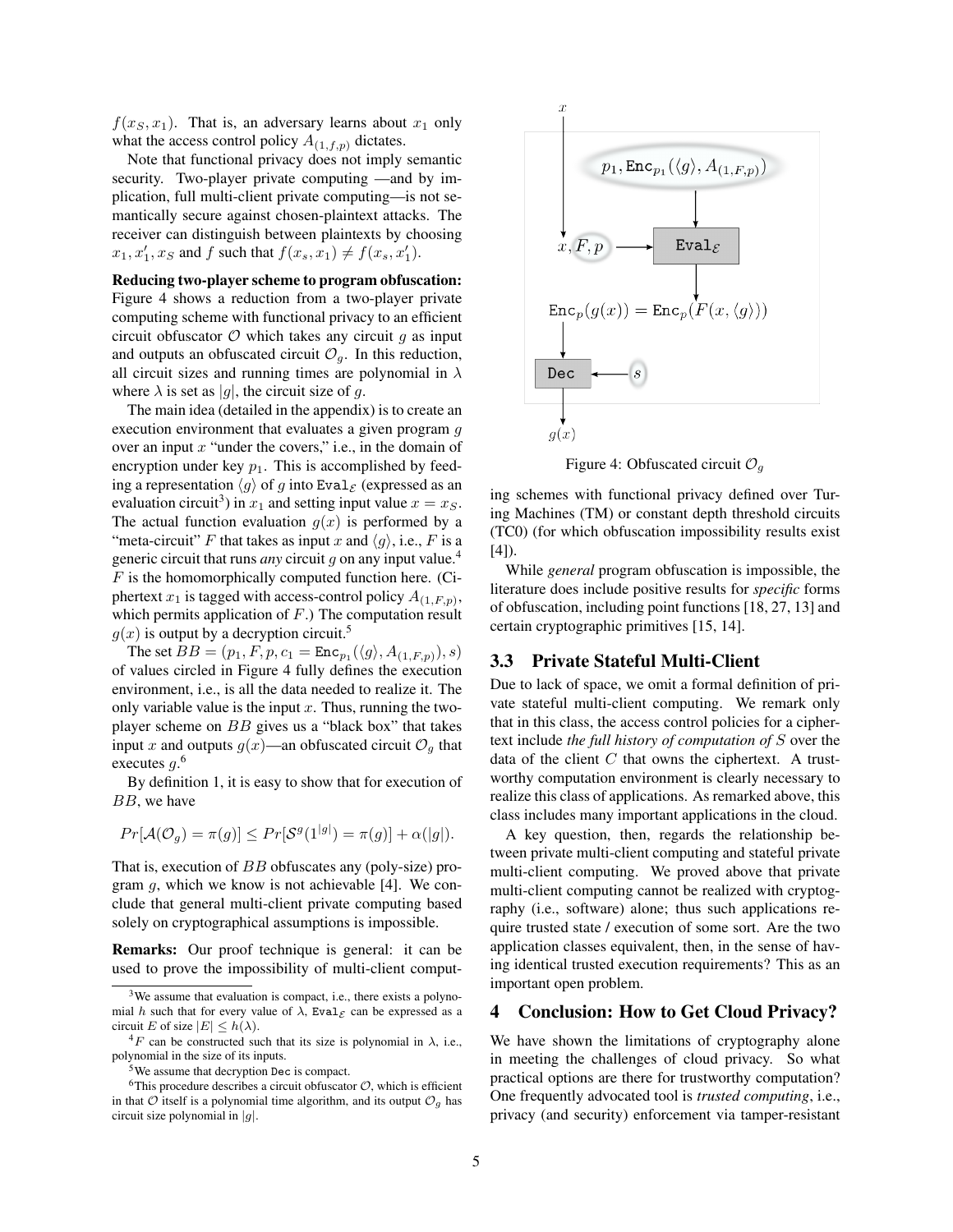$f(x_S, x_1)$. That is, an adversary learns about $x_1$ only what the access control policy $A_{(1,f,p)}$ dictates.

Note that functional privacy does not imply semantic security. Two-player private computing —and by implication, full multi-client private computing—is not semantically secure against chosen-plaintext attacks. The receiver can distinguish between plaintexts by choosing $x_1, x_1', x_S$ and $f$ such that $f(x_s, x_1) \neq f(x_s, x_1')$.

**Reducing two-player scheme to program obfuscation:** Figure 4 shows a reduction from a two-player private computing scheme with functional privacy to an efficient circuit obfuscator $\mathcal{O}$ which takes any circuit $g$ as input and outputs an obfuscated circuit $\mathcal{O}_g$. In this reduction, all circuit sizes and running times are polynomial in $\lambda$ where $\lambda$ is set as $|g|$, the circuit size of $g$.

The main idea (detailed in the appendix) is to create an execution environment that evaluates a given program $g$ over an input $x$ "under the covers," i.e., in the domain of encryption under key $p_1$. This is accomplished by feeding a representation $\langle g \rangle$ of $g$ into $\mathtt{Eval}_{\mathcal{E}}$ (expressed as an evaluation circuit[3]) in $x_1$ and setting input value $x = x_S$. The actual function evaluation $g(x)$ is performed by a "meta-circuit" $F$ that takes as input $x$ and $\langle g \rangle$, i.e., $F$ is a generic circuit that runs *any* circuit $g$ on any input value.[4] $F$ is the homomorphically computed function here. (Ciphertext $x_1$ is tagged with access-control policy $A_{(1,F,p)}$, which permits application of $F$.) The computation result $g(x)$ is output by a decryption circuit.[5]

The set $BB = (p_1, F, p, c_1 = \mathtt{Enc}_{p_1}(\langle g \rangle, A_{(1,F,p)}), s)$ of values circled in Figure 4 fully defines the execution environment, i.e., is all the data needed to realize it. The only variable value is the input $x$. Thus, running the two-player scheme on $BB$ gives us a "black box" that takes input $x$ and outputs $g(x)$—an obfuscated circuit $\mathcal{O}_g$ that executes $g$.[6]

By definition 1, it is easy to show that for execution of $BB$, we have

$$Pr[\mathcal{A}(\mathcal{O}_g) = \pi(g)] \leq Pr[\mathcal{S}^g(1^{|g|}) = \pi(g)] + \alpha(|g|).$$

That is, execution of $BB$ obfuscates any (poly-size) program $g$, which we know is not achievable [4]. We conclude that general multi-client private computing based solely on cryptographical assumptions is impossible.

**Remarks:** Our proof technique is general: it can be used to prove the impossibility of multi-client computing schemes with functional privacy defined over Turing Machines (TM) or constant depth threshold circuits (TC0) (for which obfuscation impossibility results exist [4]).

While *general* program obfuscation is impossible, the literature does include positive results for *specific* forms of obfuscation, including point functions [18, 27, 13] and certain cryptographic primitives [15, 14].

Figure 4: Obfuscated circuit $\mathcal{O}_g$

## 3.3 Private Stateful Multi-Client

Due to lack of space, we omit a formal definition of private stateful multi-client computing. We remark only that in this class, the access control policies for a ciphertext include *the full history of computation of $S$* over the data of the client $C$ that owns the ciphertext. A trustworthy computation environment is clearly necessary to realize this class of applications. As remarked above, this class includes many important applications in the cloud.

A key question, then, regards the relationship between private multi-client computing and stateful private multi-client computing. We proved above that private multi-client computing cannot be realized with cryptography (i.e., software) alone; thus such applications require trusted state / execution of some sort. Are the two application classes equivalent, then, in the sense of having identical trusted execution requirements? This as an important open problem.

# 4 Conclusion: How to Get Cloud Privacy?

We have shown the limitations of cryptography alone in meeting the challenges of cloud privacy. So what practical options are there for trustworthy computation? One frequently advocated tool is *trusted computing*, i.e., privacy (and security) enforcement via tamper-resistant

---

[3] We assume that evaluation is compact, i.e., there exists a polynomial $h$ such that for every value of $\lambda$, $\mathtt{Eval}_{\mathcal{E}}$ can be expressed as a circuit $E$ of size $|E| \leq h(\lambda)$.

[4] $F$ can be constructed such that its size is polynomial in $\lambda$, i.e., polynomial in the size of its inputs.

[5] We assume that decryption Dec is compact.

[6] This procedure describes a circuit obfuscator $\mathcal{O}$, which is efficient in that $\mathcal{O}$ itself is a polynomial time algorithm, and its output $\mathcal{O}_g$ has circuit size polynomial in $|g|$.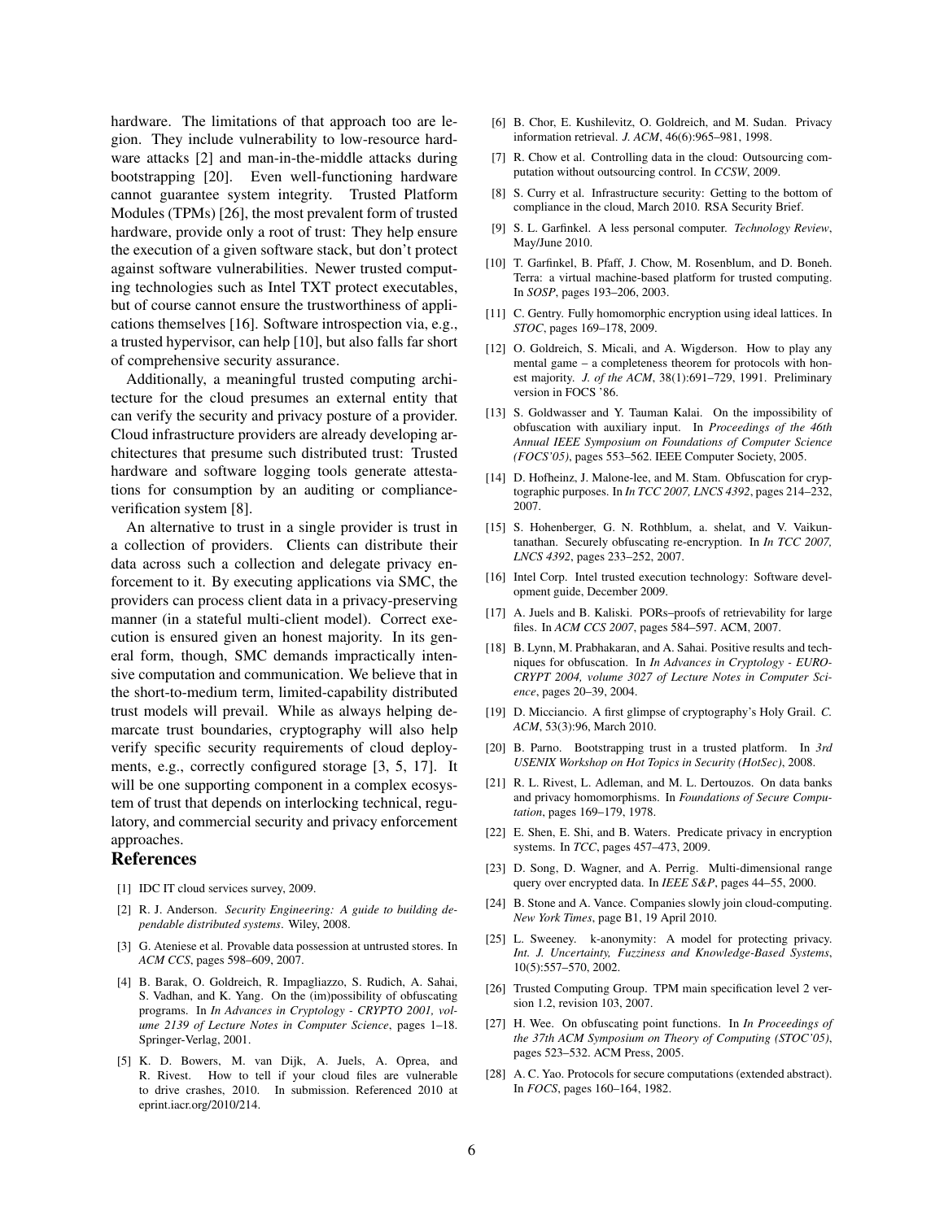hardware. The limitations of that approach too are legion. They include vulnerability to low-resource hardware attacks [2] and man-in-the-middle attacks during bootstrapping [20]. Even well-functioning hardware cannot guarantee system integrity. Trusted Platform Modules (TPMs) [26], the most prevalent form of trusted hardware, provide only a root of trust: They help ensure the execution of a given software stack, but don't protect against software vulnerabilities. Newer trusted computing technologies such as Intel TXT protect executables, but of course cannot ensure the trustworthiness of applications themselves [16]. Software introspection via, e.g., a trusted hypervisor, can help [10], but also falls far short of comprehensive security assurance.

Additionally, a meaningful trusted computing architecture for the cloud presumes an external entity that can verify the security and privacy posture of a provider. Cloud infrastructure providers are already developing architectures that presume such distributed trust: Trusted hardware and software logging tools generate attestations for consumption by an auditing or compliance-verification system [8].

An alternative to trust in a single provider is trust in a collection of providers. Clients can distribute their data across such a collection and delegate privacy enforcement to it. By executing applications via SMC, the providers can process client data in a privacy-preserving manner (in a stateful multi-client model). Correct execution is ensured given an honest majority. In its general form, though, SMC demands impractically intensive computation and communication. We believe that in the short-to-medium term, limited-capability distributed trust models will prevail. While as always helping demarcate trust boundaries, cryptography will also help verify specific security requirements of cloud deployments, e.g., correctly configured storage [3, 5, 17]. It will be one supporting component in a complex ecosystem of trust that depends on interlocking technical, regulatory, and commercial security and privacy enforcement approaches.

# References

[1] IDC IT cloud services survey, 2009.

[2] R. J. Anderson. *Security Engineering: A guide to building dependable distributed systems*. Wiley, 2008.

[3] G. Ateniese et al. Provable data possession at untrusted stores. In *ACM CCS*, pages 598–609, 2007.

[4] B. Barak, O. Goldreich, R. Impagliazzo, S. Rudich, A. Sahai, S. Vadhan, and K. Yang. On the (im)possibility of obfuscating programs. In *In Advances in Cryptology - CRYPTO 2001, volume 2139 of Lecture Notes in Computer Science*, pages 1–18. Springer-Verlag, 2001.

[5] K. D. Bowers, M. van Dijk, A. Juels, A. Oprea, and R. Rivest. How to tell if your cloud files are vulnerable to drive crashes, 2010. In submission. Referenced 2010 at eprint.iacr.org/2010/214.

[6] B. Chor, E. Kushilevitz, O. Goldreich, and M. Sudan. Privacy information retrieval. *J. ACM*, 46(6):965–981, 1998.

[7] R. Chow et al. Controlling data in the cloud: Outsourcing computation without outsourcing control. In *CCSW*, 2009.

[8] S. Curry et al. Infrastructure security: Getting to the bottom of compliance in the cloud, March 2010. RSA Security Brief.

[9] S. L. Garfinkel. A less personal computer. *Technology Review*, May/June 2010.

[10] T. Garfinkel, B. Pfaff, J. Chow, M. Rosenblum, and D. Boneh. Terra: a virtual machine-based platform for trusted computing. In *SOSP*, pages 193–206, 2003.

[11] C. Gentry. Fully homomorphic encryption using ideal lattices. In *STOC*, pages 169–178, 2009.

[12] O. Goldreich, S. Micali, and A. Wigderson. How to play any mental game – a completeness theorem for protocols with honest majority. *J. of the ACM*, 38(1):691–729, 1991. Preliminary version in FOCS '86.

[13] S. Goldwasser and Y. Tauman Kalai. On the impossibility of obfuscation with auxiliary input. In *Proceedings of the 46th Annual IEEE Symposium on Foundations of Computer Science (FOCS'05)*, pages 553–562. IEEE Computer Society, 2005.

[14] D. Hofheinz, J. Malone-lee, and M. Stam. Obfuscation for cryptographic purposes. In *In TCC 2007, LNCS 4392*, pages 214–232, 2007.

[15] S. Hohenberger, G. N. Rothblum, a. shelat, and V. Vaikuntanathan. Securely obfuscating re-encryption. In *In TCC 2007, LNCS 4392*, pages 233–252, 2007.

[16] Intel Corp. Intel trusted execution technology: Software development guide, December 2009.

[17] A. Juels and B. Kaliski. PORs–proofs of retrievability for large files. In *ACM CCS 2007*, pages 584–597. ACM, 2007.

[18] B. Lynn, M. Prabhakaran, and A. Sahai. Positive results and techniques for obfuscation. In *In Advances in Cryptology - EUROCRYPT 2004, volume 3027 of Lecture Notes in Computer Science*, pages 20–39, 2004.

[19] D. Micciancio. A first glimpse of cryptography's Holy Grail. *C. ACM*, 53(3):96, March 2010.

[20] B. Parno. Bootstrapping trust in a trusted platform. In *3rd USENIX Workshop on Hot Topics in Security (HotSec)*, 2008.

[21] R. L. Rivest, L. Adleman, and M. L. Dertouzos. On data banks and privacy homomorphisms. In *Foundations of Secure Computation*, pages 169–179, 1978.

[22] E. Shen, E. Shi, and B. Waters. Predicate privacy in encryption systems. In *TCC*, pages 457–473, 2009.

[23] D. Song, D. Wagner, and A. Perrig. Multi-dimensional range query over encrypted data. In *IEEE S&P*, pages 44–55, 2000.

[24] B. Stone and A. Vance. Companies slowly join cloud-computing. *New York Times*, page B1, 19 April 2010.

[25] L. Sweeney. k-anonymity: A model for protecting privacy. *Int. J. Uncertainty, Fuzziness and Knowledge-Based Systems*, 10(5):557–570, 2002.

[26] Trusted Computing Group. TPM main specification level 2 version 1.2, revision 103, 2007.

[27] H. Wee. On obfuscating point functions. In *In Proceedings of the 37th ACM Symposium on Theory of Computing (STOC'05)*, pages 523–532. ACM Press, 2005.

[28] A. C. Yao. Protocols for secure computations (extended abstract). In *FOCS*, pages 160–164, 1982.